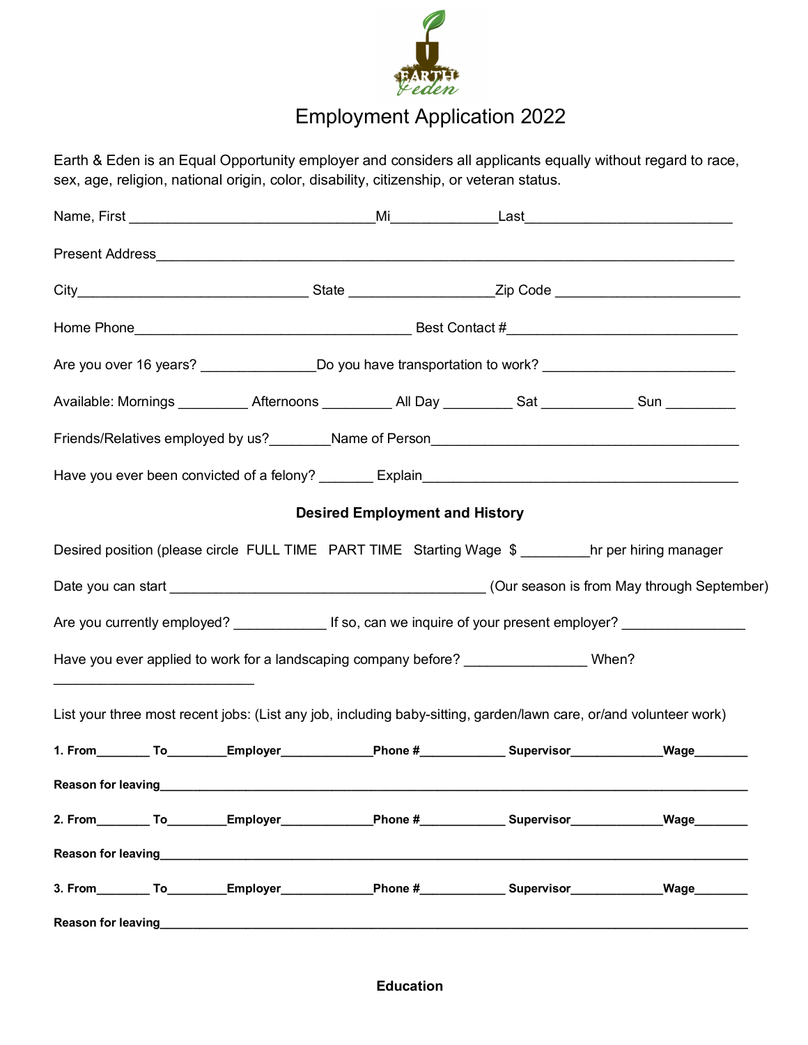# Employment Application 2022

Earth & Eden is an Equal Opportunity employer and considers all applicants equally without regard to race, sex, age, religion, national origin, color, disability, citizenship, or veteran status.

Name, First ________________________________Mi_____________Last___________________________

Present Address___________________________________________________________________________

City______________________________ State ___________________Zip Code ________________________

Home Phone____________________________________ Best Contact #______________________________

Are you over 16 years? _______________Do you have transportation to work? _________________________

Available: Mornings _________ Afternoons _________ All Day _________ Sat ____________ Sun _________

Friends/Relatives employed by us?________Name of Person________________________________________

Have you ever been convicted of a felony? _______ Explain_________________________________________

**Desired Employment and History**

Desired position (please circle FULL TIME PART TIME Starting Wage $ _________hr per hiring manager

Date you can start _________________________________________ (Our season is from May through September)

Are you currently employed? ____________ If so, can we inquire of your present employer? _______________

Have you ever applied to work for a landscaping company before? _______________ When? __________________________

List your three most recent jobs: (List any job, including baby-sitting, garden/lawn care, or/and volunteer work)

**1. From________ To_________Employer_____________Phone #____________ Supervisor_____________Wage________**

**Reason for leaving___________________________________________________________________________________**

**2. From________ To_________Employer_____________Phone #____________ Supervisor_____________Wage________**

**Reason for leaving___________________________________________________________________________________**

**3. From________ To_________Employer_____________Phone #____________ Supervisor_____________Wage________**

**Reason for leaving___________________________________________________________________________________**

**Education**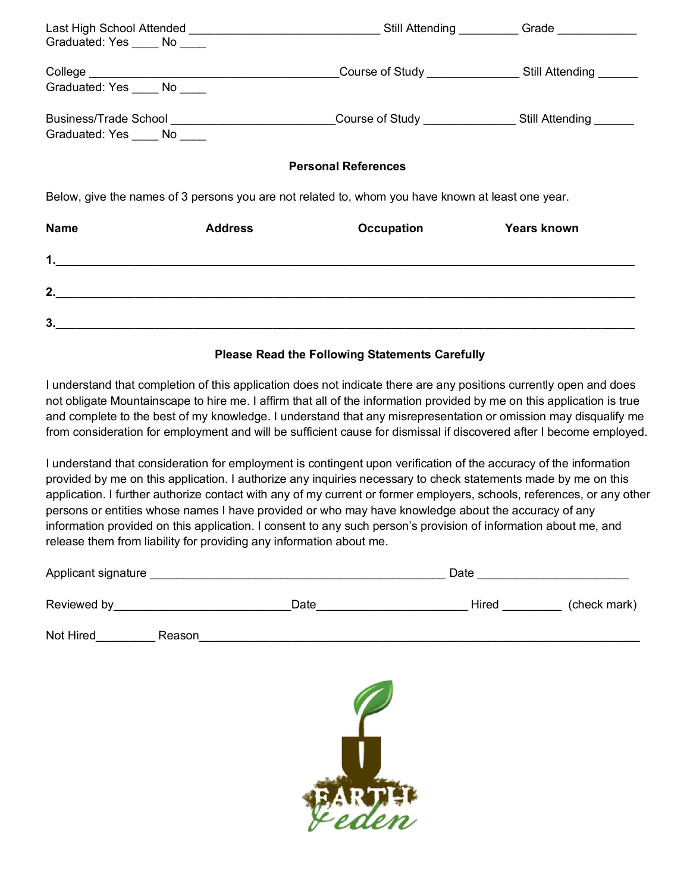Last High School Attended ____________________________ Still Attending _________ Grade ____________
Graduated: Yes ____ No ____

College ______________________________________Course of Study _____________ Still Attending ______
Graduated: Yes ____ No ____

Business/Trade School ________________________Course of Study _____________ Still Attending ______
Graduated: Yes ____ No ____

**Personal References**

Below, give the names of 3 persons you are not related to, whom you have known at least one year.

| Name | Address | Occupation | Years known |
|---|---|---|---|
| 1. | | | |
| 2. | | | |
| 3. | | | |

**Please Read the Following Statements Carefully**

I understand that completion of this application does not indicate there are any positions currently open and does not obligate Mountainscape to hire me. I affirm that all of the information provided by me on this application is true and complete to the best of my knowledge. I understand that any misrepresentation or omission may disqualify me from consideration for employment and will be sufficient cause for dismissal if discovered after I become employed.

I understand that consideration for employment is contingent upon verification of the accuracy of the information provided by me on this application. I authorize any inquiries necessary to check statements made by me on this application. I further authorize contact with any of my current or former employers, schools, references, or any other persons or entities whose names I have provided or who may have knowledge about the accuracy of any information provided on this application. I consent to any such person's provision of information about me, and release them from liability for providing any information about me.

Applicant signature ____________________________________________ Date ______________________

Reviewed by__________________________Date______________________ Hired _________ (check mark)

Not Hired_________ Reason_________________________________________________________________

EARTH & eden